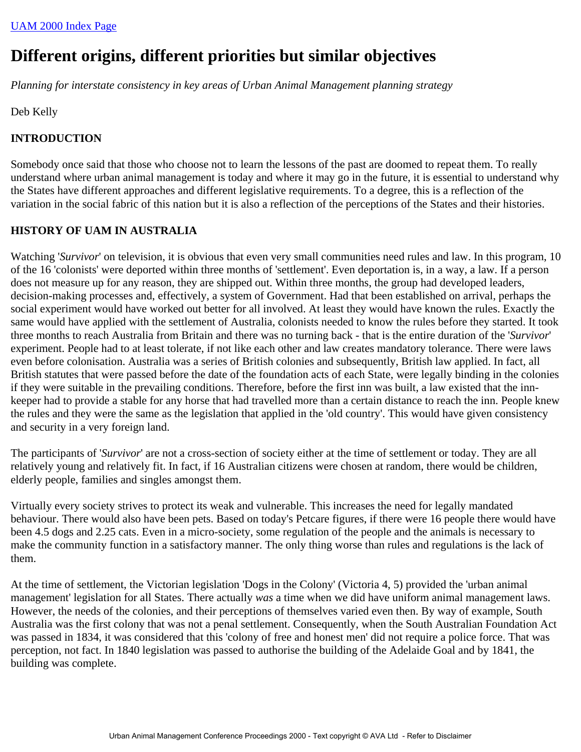[UAM 2000 Index Page]

# Different origins, different priorities but similar objectives

*Planning for interstate consistency in key areas of Urban Animal Management planning strategy*

Deb Kelly

## INTRODUCTION

Somebody once said that those who choose not to learn the lessons of the past are doomed to repeat them. To really understand where urban animal management is today and where it may go in the future, it is essential to understand why the States have different approaches and different legislative requirements. To a degree, this is a reflection of the variation in the social fabric of this nation but it is also a reflection of the perceptions of the States and their histories.

## HISTORY OF UAM IN AUSTRALIA

Watching '*Survivor*' on television, it is obvious that even very small communities need rules and law. In this program, 10 of the 16 'colonists' were deported within three months of 'settlement'. Even deportation is, in a way, a law. If a person does not measure up for any reason, they are shipped out. Within three months, the group had developed leaders, decision-making processes and, effectively, a system of Government. Had that been established on arrival, perhaps the social experiment would have worked out better for all involved. At least they would have known the rules. Exactly the same would have applied with the settlement of Australia, colonists needed to know the rules before they started. It took three months to reach Australia from Britain and there was no turning back - that is the entire duration of the '*Survivor*' experiment. People had to at least tolerate, if not like each other and law creates mandatory tolerance. There were laws even before colonisation. Australia was a series of British colonies and subsequently, British law applied. In fact, all British statutes that were passed before the date of the foundation acts of each State, were legally binding in the colonies if they were suitable in the prevailing conditions. Therefore, before the first inn was built, a law existed that the inn-keeper had to provide a stable for any horse that had travelled more than a certain distance to reach the inn. People knew the rules and they were the same as the legislation that applied in the 'old country'. This would have given consistency and security in a very foreign land.

The participants of '*Survivor*' are not a cross-section of society either at the time of settlement or today. They are all relatively young and relatively fit. In fact, if 16 Australian citizens were chosen at random, there would be children, elderly people, families and singles amongst them.

Virtually every society strives to protect its weak and vulnerable. This increases the need for legally mandated behaviour. There would also have been pets. Based on today's Petcare figures, if there were 16 people there would have been 4.5 dogs and 2.25 cats. Even in a micro-society, some regulation of the people and the animals is necessary to make the community function in a satisfactory manner. The only thing worse than rules and regulations is the lack of them.

At the time of settlement, the Victorian legislation 'Dogs in the Colony' (Victoria 4, 5) provided the 'urban animal management' legislation for all States. There actually *was* a time when we did have uniform animal management laws. However, the needs of the colonies, and their perceptions of themselves varied even then. By way of example, South Australia was the first colony that was not a penal settlement. Consequently, when the South Australian Foundation Act was passed in 1834, it was considered that this 'colony of free and honest men' did not require a police force. That was perception, not fact. In 1840 legislation was passed to authorise the building of the Adelaide Goal and by 1841, the building was complete.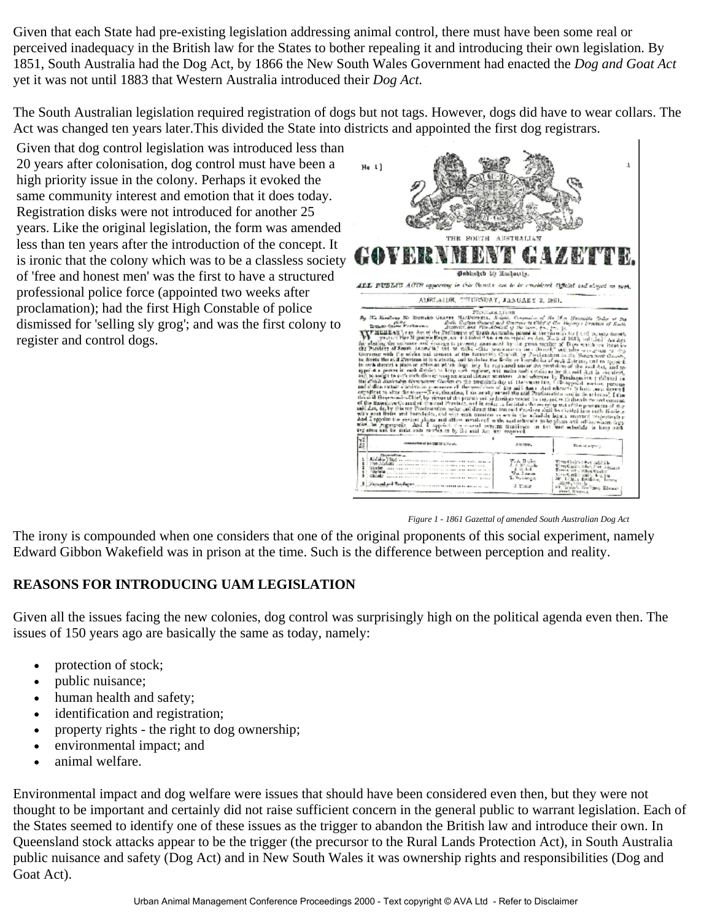Given that each State had pre-existing legislation addressing animal control, there must have been some real or perceived inadequacy in the British law for the States to bother repealing it and introducing their own legislation. By 1851, South Australia had the Dog Act, by 1866 the New South Wales Government had enacted the *Dog and Goat Act* yet it was not until 1883 that Western Australia introduced their *Dog Act.*

The South Australian legislation required registration of dogs but not tags. However, dogs did have to wear collars. The Act was changed ten years later.This divided the State into districts and appointed the first dog registrars.

Given that dog control legislation was introduced less than 20 years after colonisation, dog control must have been a high priority issue in the colony. Perhaps it evoked the same community interest and emotion that it does today. Registration disks were not introduced for another 25 years. Like the original legislation, the form was amended less than ten years after the introduction of the concept. It is ironic that the colony which was to be a classless society of 'free and honest men' was the first to have a structured professional police force (appointed two weeks after proclamation); had the first High Constable of police dismissed for 'selling sly grog'; and was the first colony to register and control dogs.

*Figure 1 - 1861 Gazettal of amended South Australian Dog Act*

The irony is compounded when one considers that one of the original proponents of this social experiment, namely Edward Gibbon Wakefield was in prison at the time. Such is the difference between perception and reality.

**REASONS FOR INTRODUCING UAM LEGISLATION**

Given all the issues facing the new colonies, dog control was surprisingly high on the political agenda even then. The issues of 150 years ago are basically the same as today, namely:

- protection of stock;
- public nuisance;
- human health and safety;
- identification and registration;
- property rights - the right to dog ownership;
- environmental impact; and
- animal welfare.

Environmental impact and dog welfare were issues that should have been considered even then, but they were not thought to be important and certainly did not raise sufficient concern in the general public to warrant legislation. Each of the States seemed to identify one of these issues as the trigger to abandon the British law and introduce their own. In Queensland stock attacks appear to be the trigger (the precursor to the Rural Lands Protection Act), in South Australia public nuisance and safety (Dog Act) and in New South Wales it was ownership rights and responsibilities (Dog and Goat Act).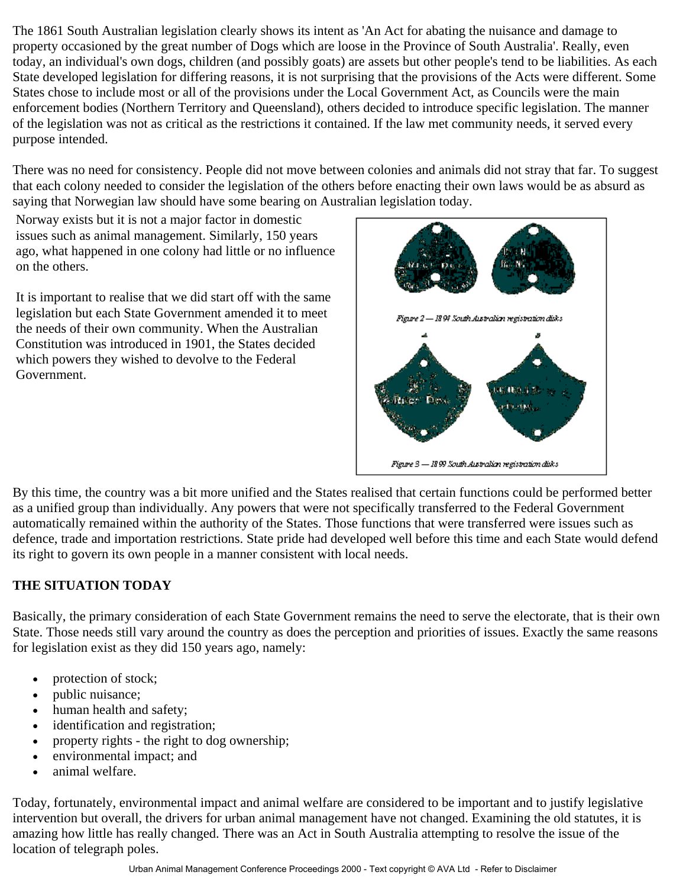The 1861 South Australian legislation clearly shows its intent as 'An Act for abating the nuisance and damage to property occasioned by the great number of Dogs which are loose in the Province of South Australia'. Really, even today, an individual's own dogs, children (and possibly goats) are assets but other people's tend to be liabilities. As each State developed legislation for differing reasons, it is not surprising that the provisions of the Acts were different. Some States chose to include most or all of the provisions under the Local Government Act, as Councils were the main enforcement bodies (Northern Territory and Queensland), others decided to introduce specific legislation. The manner of the legislation was not as critical as the restrictions it contained. If the law met community needs, it served every purpose intended.

There was no need for consistency. People did not move between colonies and animals did not stray that far. To suggest that each colony needed to consider the legislation of the others before enacting their own laws would be as absurd as saying that Norwegian law should have some bearing on Australian legislation today.

Norway exists but it is not a major factor in domestic issues such as animal management. Similarly, 150 years ago, what happened in one colony had little or no influence on the others.

It is important to realise that we did start off with the same legislation but each State Government amended it to meet the needs of their own community. When the Australian Constitution was introduced in 1901, the States decided which powers they wished to devolve to the Federal Government.

Figure 2 — 1894 South Australian registration disks

Figure 3 — 1899 South Australian registration disks

By this time, the country was a bit more unified and the States realised that certain functions could be performed better as a unified group than individually. Any powers that were not specifically transferred to the Federal Government automatically remained within the authority of the States. Those functions that were transferred were issues such as defence, trade and importation restrictions. State pride had developed well before this time and each State would defend its right to govern its own people in a manner consistent with local needs.

**THE SITUATION TODAY**

Basically, the primary consideration of each State Government remains the need to serve the electorate, that is their own State. Those needs still vary around the country as does the perception and priorities of issues. Exactly the same reasons for legislation exist as they did 150 years ago, namely:

- protection of stock;
- public nuisance;
- human health and safety;
- identification and registration;
- property rights - the right to dog ownership;
- environmental impact; and
- animal welfare.

Today, fortunately, environmental impact and animal welfare are considered to be important and to justify legislative intervention but overall, the drivers for urban animal management have not changed. Examining the old statutes, it is amazing how little has really changed. There was an Act in South Australia attempting to resolve the issue of the location of telegraph poles.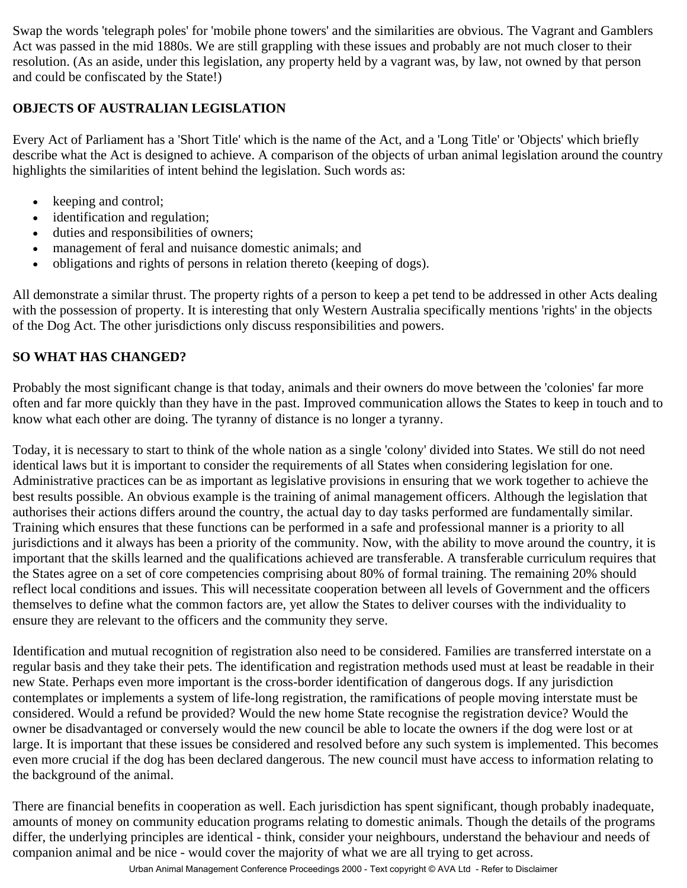Swap the words 'telegraph poles' for 'mobile phone towers' and the similarities are obvious. The Vagrant and Gamblers Act was passed in the mid 1880s. We are still grappling with these issues and probably are not much closer to their resolution. (As an aside, under this legislation, any property held by a vagrant was, by law, not owned by that person and could be confiscated by the State!)

## OBJECTS OF AUSTRALIAN LEGISLATION

Every Act of Parliament has a 'Short Title' which is the name of the Act, and a 'Long Title' or 'Objects' which briefly describe what the Act is designed to achieve. A comparison of the objects of urban animal legislation around the country highlights the similarities of intent behind the legislation. Such words as:

- keeping and control;
- identification and regulation;
- duties and responsibilities of owners;
- management of feral and nuisance domestic animals; and
- obligations and rights of persons in relation thereto (keeping of dogs).

All demonstrate a similar thrust. The property rights of a person to keep a pet tend to be addressed in other Acts dealing with the possession of property. It is interesting that only Western Australia specifically mentions 'rights' in the objects of the Dog Act. The other jurisdictions only discuss responsibilities and powers.

## SO WHAT HAS CHANGED?

Probably the most significant change is that today, animals and their owners do move between the 'colonies' far more often and far more quickly than they have in the past. Improved communication allows the States to keep in touch and to know what each other are doing. The tyranny of distance is no longer a tyranny.

Today, it is necessary to start to think of the whole nation as a single 'colony' divided into States. We still do not need identical laws but it is important to consider the requirements of all States when considering legislation for one. Administrative practices can be as important as legislative provisions in ensuring that we work together to achieve the best results possible. An obvious example is the training of animal management officers. Although the legislation that authorises their actions differs around the country, the actual day to day tasks performed are fundamentally similar. Training which ensures that these functions can be performed in a safe and professional manner is a priority to all jurisdictions and it always has been a priority of the community. Now, with the ability to move around the country, it is important that the skills learned and the qualifications achieved are transferable. A transferable curriculum requires that the States agree on a set of core competencies comprising about 80% of formal training. The remaining 20% should reflect local conditions and issues. This will necessitate cooperation between all levels of Government and the officers themselves to define what the common factors are, yet allow the States to deliver courses with the individuality to ensure they are relevant to the officers and the community they serve.

Identification and mutual recognition of registration also need to be considered. Families are transferred interstate on a regular basis and they take their pets. The identification and registration methods used must at least be readable in their new State. Perhaps even more important is the cross-border identification of dangerous dogs. If any jurisdiction contemplates or implements a system of life-long registration, the ramifications of people moving interstate must be considered. Would a refund be provided? Would the new home State recognise the registration device? Would the owner be disadvantaged or conversely would the new council be able to locate the owners if the dog were lost or at large. It is important that these issues be considered and resolved before any such system is implemented. This becomes even more crucial if the dog has been declared dangerous. The new council must have access to information relating to the background of the animal.

There are financial benefits in cooperation as well. Each jurisdiction has spent significant, though probably inadequate, amounts of money on community education programs relating to domestic animals. Though the details of the programs differ, the underlying principles are identical - think, consider your neighbours, understand the behaviour and needs of companion animal and be nice - would cover the majority of what we are all trying to get across.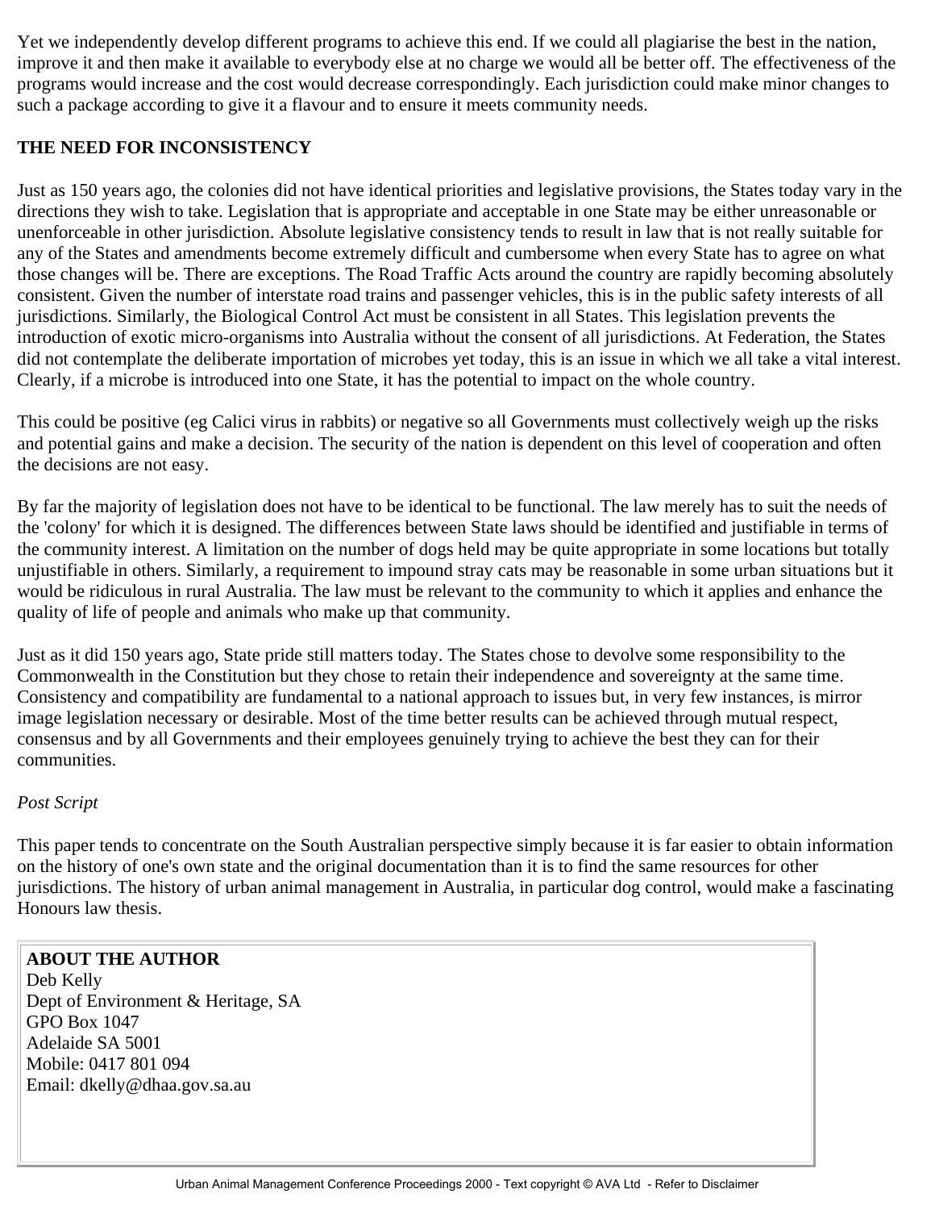Yet we independently develop different programs to achieve this end. If we could all plagiarise the best in the nation, improve it and then make it available to everybody else at no charge we would all be better off. The effectiveness of the programs would increase and the cost would decrease correspondingly. Each jurisdiction could make minor changes to such a package according to give it a flavour and to ensure it meets community needs.

**THE NEED FOR INCONSISTENCY**

Just as 150 years ago, the colonies did not have identical priorities and legislative provisions, the States today vary in the directions they wish to take. Legislation that is appropriate and acceptable in one State may be either unreasonable or unenforceable in other jurisdiction. Absolute legislative consistency tends to result in law that is not really suitable for any of the States and amendments become extremely difficult and cumbersome when every State has to agree on what those changes will be. There are exceptions. The Road Traffic Acts around the country are rapidly becoming absolutely consistent. Given the number of interstate road trains and passenger vehicles, this is in the public safety interests of all jurisdictions. Similarly, the Biological Control Act must be consistent in all States. This legislation prevents the introduction of exotic micro-organisms into Australia without the consent of all jurisdictions. At Federation, the States did not contemplate the deliberate importation of microbes yet today, this is an issue in which we all take a vital interest. Clearly, if a microbe is introduced into one State, it has the potential to impact on the whole country.

This could be positive (eg Calici virus in rabbits) or negative so all Governments must collectively weigh up the risks and potential gains and make a decision. The security of the nation is dependent on this level of cooperation and often the decisions are not easy.

By far the majority of legislation does not have to be identical to be functional. The law merely has to suit the needs of the 'colony' for which it is designed. The differences between State laws should be identified and justifiable in terms of the community interest. A limitation on the number of dogs held may be quite appropriate in some locations but totally unjustifiable in others. Similarly, a requirement to impound stray cats may be reasonable in some urban situations but it would be ridiculous in rural Australia. The law must be relevant to the community to which it applies and enhance the quality of life of people and animals who make up that community.

Just as it did 150 years ago, State pride still matters today. The States chose to devolve some responsibility to the Commonwealth in the Constitution but they chose to retain their independence and sovereignty at the same time. Consistency and compatibility are fundamental to a national approach to issues but, in very few instances, is mirror image legislation necessary or desirable. Most of the time better results can be achieved through mutual respect, consensus and by all Governments and their employees genuinely trying to achieve the best they can for their communities.

*Post Script*

This paper tends to concentrate on the South Australian perspective simply because it is far easier to obtain information on the history of one's own state and the original documentation than it is to find the same resources for other jurisdictions. The history of urban animal management in Australia, in particular dog control, would make a fascinating Honours law thesis.

**ABOUT THE AUTHOR**
Deb Kelly
Dept of Environment & Heritage, SA
GPO Box 1047
Adelaide SA 5001
Mobile: 0417 801 094
Email: dkelly@dhaa.gov.sa.au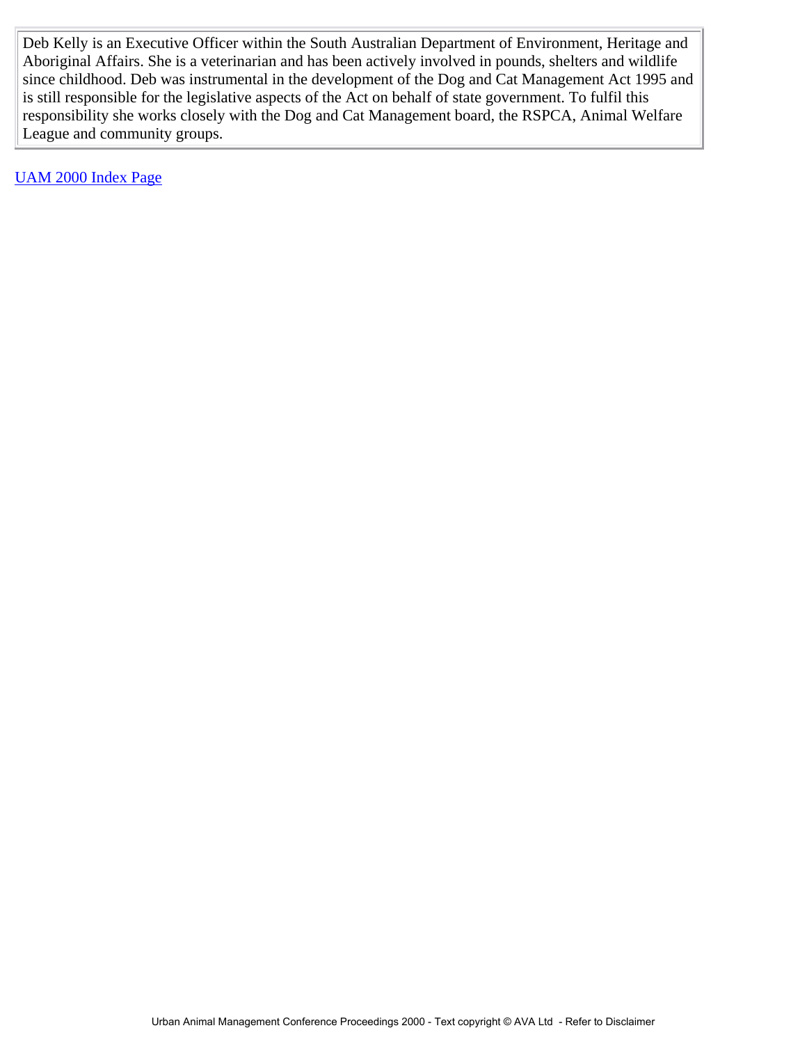Deb Kelly is an Executive Officer within the South Australian Department of Environment, Heritage and Aboriginal Affairs. She is a veterinarian and has been actively involved in pounds, shelters and wildlife since childhood. Deb was instrumental in the development of the Dog and Cat Management Act 1995 and is still responsible for the legislative aspects of the Act on behalf of state government. To fulfil this responsibility she works closely with the Dog and Cat Management board, the RSPCA, Animal Welfare League and community groups.

UAM 2000 Index Page